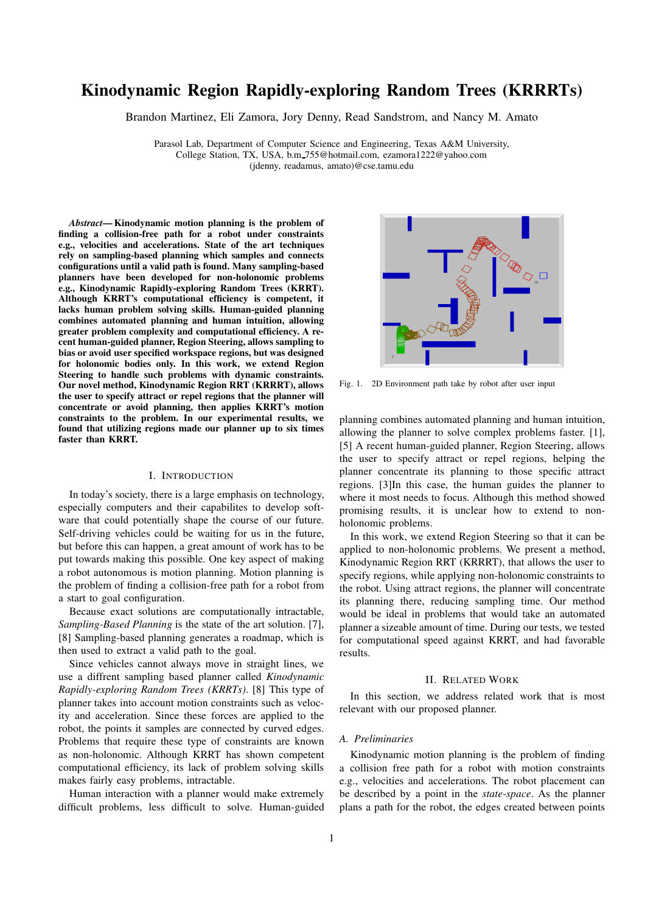# Kinodynamic Region Rapidly-exploring Random Trees (KRRRTs)

Brandon Martinez, Eli Zamora, Jory Denny, Read Sandstrom, and Nancy M. Amato

Parasol Lab, Department of Computer Science and Engineering, Texas A&M University, College Station, TX, USA, b.m_755@hotmail.com, ezamora1222@yahoo.com (jdenny, readamus, amato)@cse.tamu.edu

***Abstract*— Kinodynamic motion planning is the problem of finding a collision-free path for a robot under constraints e.g., velocities and accelerations. State of the art techniques rely on sampling-based planning which samples and connects configurations until a valid path is found. Many sampling-based planners have been developed for non-holonomic problems e.g., Kinodynamic Rapidly-exploring Random Trees (KRRT). Although KRRT's computational efficiency is competent, it lacks human problem solving skills. Human-guided planning combines automated planning and human intuition, allowing greater problem complexity and computational efficiency. A recent human-guided planner, Region Steering, allows sampling to bias or avoid user specified workspace regions, but was designed for holonomic bodies only. In this work, we extend Region Steering to handle such problems with dynamic constraints. Our novel method, Kinodynamic Region RRT (KRRRT), allows the user to specify attract or repel regions that the planner will concentrate or avoid planning, then applies KRRT's motion constraints to the problem. In our experimental results, we found that utilizing regions made our planner up to six times faster than KRRT.**

## I. Introduction

In today's society, there is a large emphasis on technology, especially computers and their capabilites to develop software that could potentially shape the course of our future. Self-driving vehicles could be waiting for us in the future, but before this can happen, a great amount of work has to be put towards making this possible. One key aspect of making a robot autonomous is motion planning. Motion planning is the problem of finding a collision-free path for a robot from a start to goal configuration.

Because exact solutions are computationally intractable, *Sampling-Based Planning* is the state of the art solution. [7], [8] Sampling-based planning generates a roadmap, which is then used to extract a valid path to the goal.

Since vehicles cannot always move in straight lines, we use a diffrent sampling based planner called *Kinodynamic Rapidly-exploring Random Trees (KRRTs)*. [8] This type of planner takes into account motion constraints such as velocity and acceleration. Since these forces are applied to the robot, the points it samples are connected by curved edges. Problems that require these type of constraints are known as non-holonomic. Although KRRT has shown competent computational efficiency, its lack of problem solving skills makes fairly easy problems, intractable.

Human interaction with a planner would make extremely difficult problems, less difficult to solve. Human-guided planning combines automated planning and human intuition, allowing the planner to solve complex problems faster. [1], [5] A recent human-guided planner, Region Steering, allows the user to specify attract or repel regions, helping the planner concentrate its planning to those specific attract regions. [3]In this case, the human guides the planner to where it most needs to focus. Although this method showed promising results, it is unclear how to extend to non-holonomic problems.

Fig. 1. 2D Environment path take by robot after user input

In this work, we extend Region Steering so that it can be applied to non-holonomic problems. We present a method, Kinodynamic Region RRT (KRRRT), that allows the user to specify regions, while applying non-holonomic constraints to the robot. Using attract regions, the planner will concentrate its planning there, reducing sampling time. Our method would be ideal in problems that would take an automated planner a sizeable amount of time. During our tests, we tested for computational speed against KRRT, and had favorable results.

## II. Related Work

In this section, we address related work that is most relevant with our proposed planner.

### A. Preliminaries

Kinodynamic motion planning is the problem of finding a collision free path for a robot with motion constraints e.g., velocities and accelerations. The robot placement can be described by a point in the *state-space*. As the planner plans a path for the robot, the edges created between points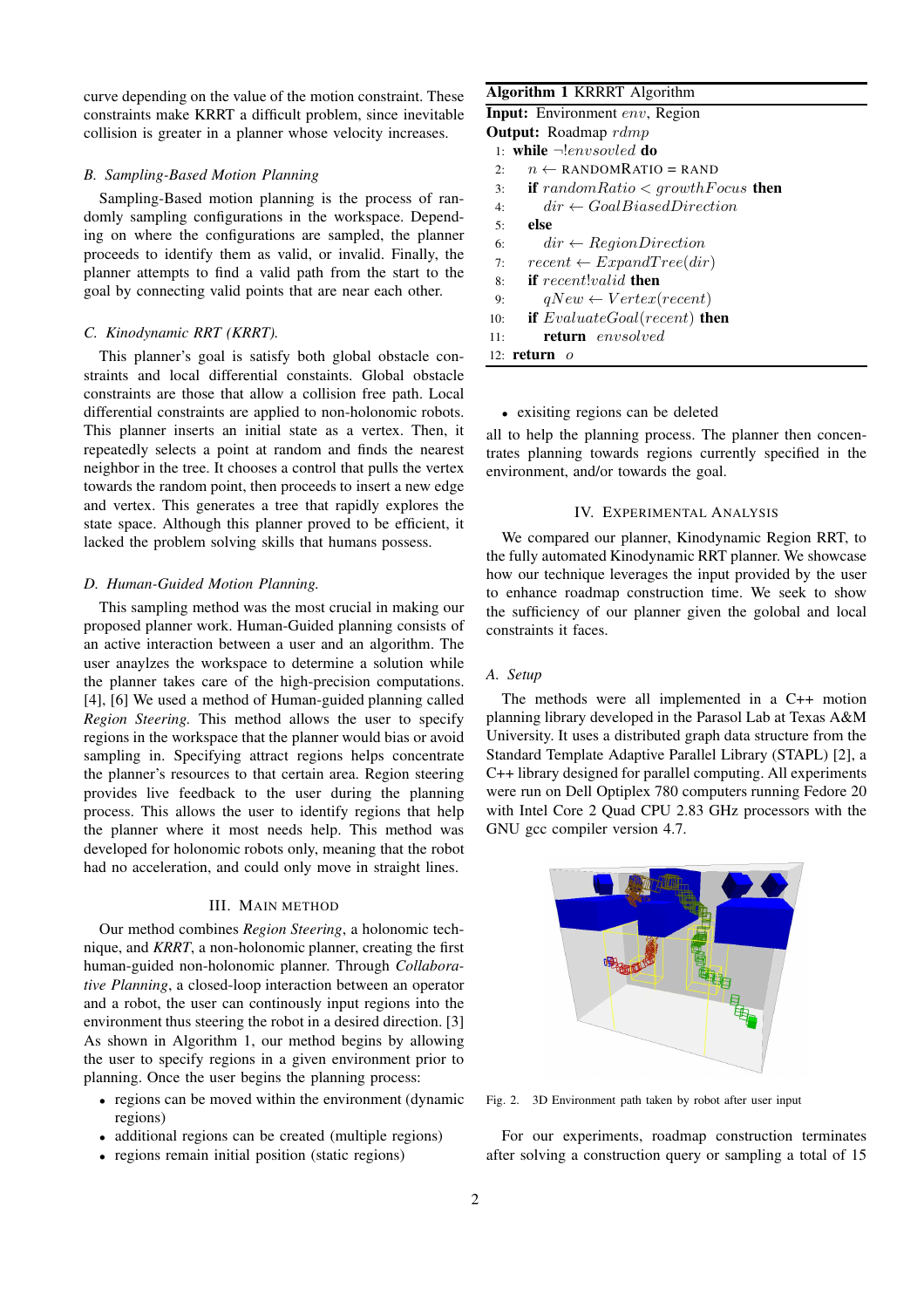curve depending on the value of the motion constraint. These constraints make KRRT a difficult problem, since inevitable collision is greater in a planner whose velocity increases.

### B. Sampling-Based Motion Planning

Sampling-Based motion planning is the process of randomly sampling configurations in the workspace. Depending on where the configurations are sampled, the planner proceeds to identify them as valid, or invalid. Finally, the planner attempts to find a valid path from the start to the goal by connecting valid points that are near each other.

### C. Kinodynamic RRT (KRRT).

This planner's goal is satisfy both global obstacle constraints and local differential constaints. Global obstacle constraints are those that allow a collision free path. Local differential constraints are applied to non-holonomic robots. This planner inserts an initial state as a vertex. Then, it repeatedly selects a point at random and finds the nearest neighbor in the tree. It chooses a control that pulls the vertex towards the random point, then proceeds to insert a new edge and vertex. This generates a tree that rapidly explores the state space. Although this planner proved to be efficient, it lacked the problem solving skills that humans possess.

### D. Human-Guided Motion Planning.

This sampling method was the most crucial in making our proposed planner work. Human-Guided planning consists of an active interaction between a user and an algorithm. The user anaylzes the workspace to determine a solution while the planner takes care of the high-precision computations. [4], [6] We used a method of Human-guided planning called *Region Steering.* This method allows the user to specify regions in the workspace that the planner would bias or avoid sampling in. Specifying attract regions helps concentrate the planner's resources to that certain area. Region steering provides live feedback to the user during the planning process. This allows the user to identify regions that help the planner where it most needs help. This method was developed for holonomic robots only, meaning that the robot had no acceleration, and could only move in straight lines.

## III. Main Method

Our method combines *Region Steering*, a holonomic technique, and *KRRT*, a non-holonomic planner, creating the first human-guided non-holonomic planner. Through *Collaborative Planning*, a closed-loop interaction between an operator and a robot, the user can continously input regions into the environment thus steering the robot in a desired direction. [3] As shown in Algorithm 1, our method begins by allowing the user to specify regions in a given environment prior to planning. Once the user begins the planning process:

- regions can be moved within the environment (dynamic regions)
- additional regions can be created (multiple regions)
- regions remain initial position (static regions)
- exisiting regions can be deleted

all to help the planning process. The planner then concentrates planning towards regions currently specified in the environment, and/or towards the goal.

**Algorithm 1** KRRRT Algorithm

**Input:** Environment $env$, Region
**Output:** Roadmap $rdmp$

```
1:  while ¬!envsovled do
2:      n ← RANDOMRATIO = RAND
3:      if randomRatio < growthFocus then
4:          dir ← GoalBiasedDirection
5:      else
6:          dir ← RegionDirection
7:      recent ← ExpandTree(dir)
8:      if recent!valid then
9:          qNew ← Vertex(recent)
10:     if EvaluateGoal(recent) then
11:         return envsolved
12: return o
```

## IV. Experimental Analysis

We compared our planner, Kinodynamic Region RRT, to the fully automated Kinodynamic RRT planner. We showcase how our technique leverages the input provided by the user to enhance roadmap construction time. We seek to show the sufficiency of our planner given the golobal and local constraints it faces.

### A. Setup

The methods were all implemented in a C++ motion planning library developed in the Parasol Lab at Texas A&M University. It uses a distributed graph data structure from the Standard Template Adaptive Parallel Library (STAPL) [2], a C++ library designed for parallel computing. All experiments were run on Dell Optiplex 780 computers running Fedore 20 with Intel Core 2 Quad CPU 2.83 GHz processors with the GNU gcc compiler version 4.7.

Fig. 2. 3D Environment path taken by robot after user input

For our experiments, roadmap construction terminates after solving a construction query or sampling a total of 15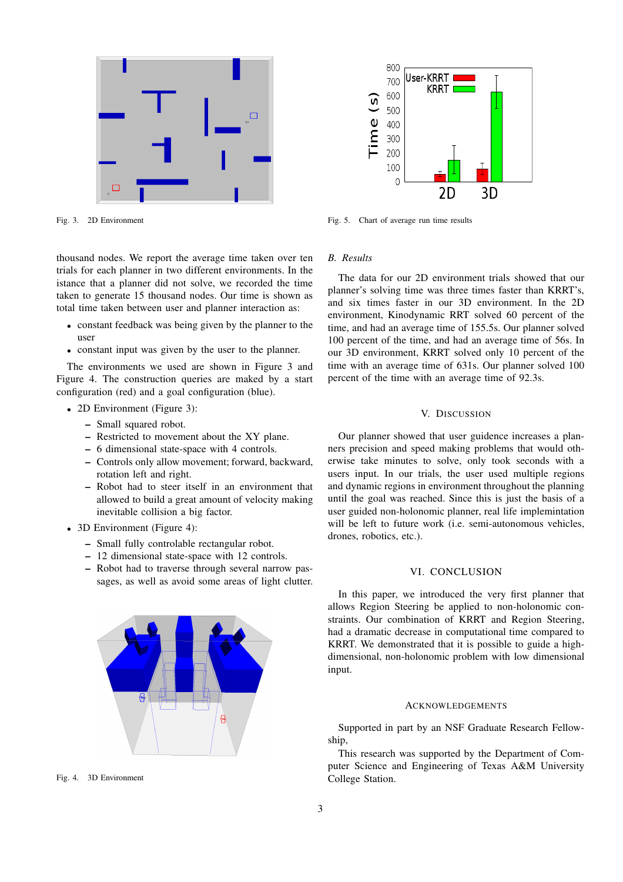Fig. 3. 2D Environment

Fig. 5. Chart of average run time results

thousand nodes. We report the average time taken over ten trials for each planner in two different environments. In the istance that a planner did not solve, we recorded the time taken to generate 15 thousand nodes. Our time is shown as total time taken between user and planner interaction as:

- constant feedback was being given by the planner to the user
- constant input was given by the user to the planner.

The environments we used are shown in Figure 3 and Figure 4. The construction queries are maked by a start configuration (red) and a goal configuration (blue).

- 2D Environment (Figure 3):
  - Small squared robot.
  - Restricted to movement about the XY plane.
  - 6 dimensional state-space with 4 controls.
  - Controls only allow movement; forward, backward, rotation left and right.
  - Robot had to steer itself in an environment that allowed to build a great amount of velocity making inevitable collision a big factor.
- 3D Environment (Figure 4):
  - Small fully controlable rectangular robot.
  - 12 dimensional state-space with 12 controls.
  - Robot had to traverse through several narrow passages, as well as avoid some areas of light clutter.

Fig. 4. 3D Environment

### *B. Results*

The data for our 2D environment trials showed that our planner's solving time was three times faster than KRRT's, and six times faster in our 3D environment. In the 2D environment, Kinodynamic RRT solved 60 percent of the time, and had an average time of 155.5s. Our planner solved 100 percent of the time, and had an average time of 56s. In our 3D environment, KRRT solved only 10 percent of the time with an average time of 631s. Our planner solved 100 percent of the time with an average time of 92.3s.

## V. Discussion

Our planner showed that user guidence increases a planners precision and speed making problems that would otherwise take minutes to solve, only took seconds with a users input. In our trials, the user used multiple regions and dynamic regions in environment throughout the planning until the goal was reached. Since this is just the basis of a user guided non-holonomic planner, real life implemintation will be left to future work (i.e. semi-autonomous vehicles, drones, robotics, etc.).

## VI. Conclusion

In this paper, we introduced the very first planner that allows Region Steering be applied to non-holonomic constraints. Our combination of KRRT and Region Steering, had a dramatic decrease in computational time compared to KRRT. We demonstrated that it is possible to guide a high-dimensional, non-holonomic problem with low dimensional input.

## Acknowledgements

Supported in part by an NSF Graduate Research Fellowship,

This research was supported by the Department of Computer Science and Engineering of Texas A&M University College Station.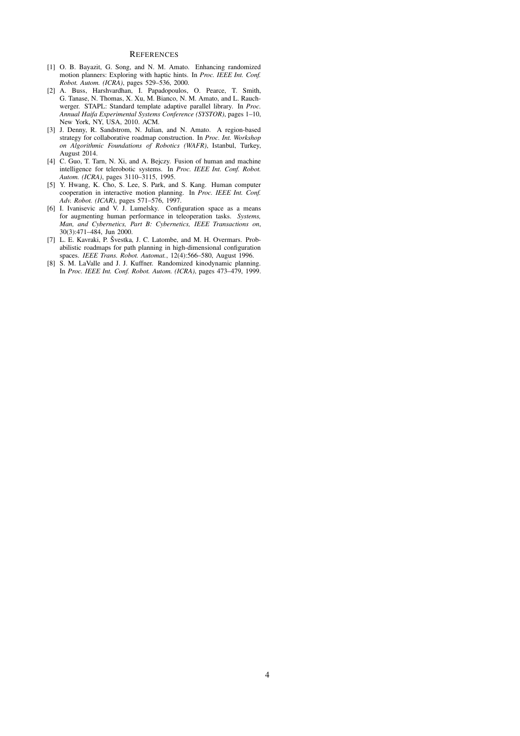## References

[1] O. B. Bayazit, G. Song, and N. M. Amato. Enhancing randomized motion planners: Exploring with haptic hints. In *Proc. IEEE Int. Conf. Robot. Autom. (ICRA)*, pages 529–536, 2000.

[2] A. Buss, Harshvardhan, I. Papadopoulos, O. Pearce, T. Smith, G. Tanase, N. Thomas, X. Xu, M. Bianco, N. M. Amato, and L. Rauchwerger. STAPL: Standard template adaptive parallel library. In *Proc. Annual Haifa Experimental Systems Conference (SYSTOR)*, pages 1–10, New York, NY, USA, 2010. ACM.

[3] J. Denny, R. Sandstrom, N. Julian, and N. Amato. A region-based strategy for collaborative roadmap construction. In *Proc. Int. Workshop on Algorithmic Foundations of Robotics (WAFR)*, Istanbul, Turkey, August 2014.

[4] C. Guo, T. Tarn, N. Xi, and A. Bejczy. Fusion of human and machine intelligence for telerobotic systems. In *Proc. IEEE Int. Conf. Robot. Autom. (ICRA)*, pages 3110–3115, 1995.

[5] Y. Hwang, K. Cho, S. Lee, S. Park, and S. Kang. Human computer cooperation in interactive motion planning. In *Proc. IEEE Int. Conf. Adv. Robot. (ICAR)*, pages 571–576, 1997.

[6] I. Ivanisevic and V. J. Lumelsky. Configuration space as a means for augmenting human performance in teleoperation tasks. *Systems, Man, and Cybernetics, Part B: Cybernetics, IEEE Transactions on*, 30(3):471–484, Jun 2000.

[7] L. E. Kavraki, P. Švestka, J. C. Latombe, and M. H. Overmars. Probabilistic roadmaps for path planning in high-dimensional configuration spaces. *IEEE Trans. Robot. Automat.*, 12(4):566–580, August 1996.

[8] S. M. LaValle and J. J. Kuffner. Randomized kinodynamic planning. In *Proc. IEEE Int. Conf. Robot. Autom. (ICRA)*, pages 473–479, 1999.